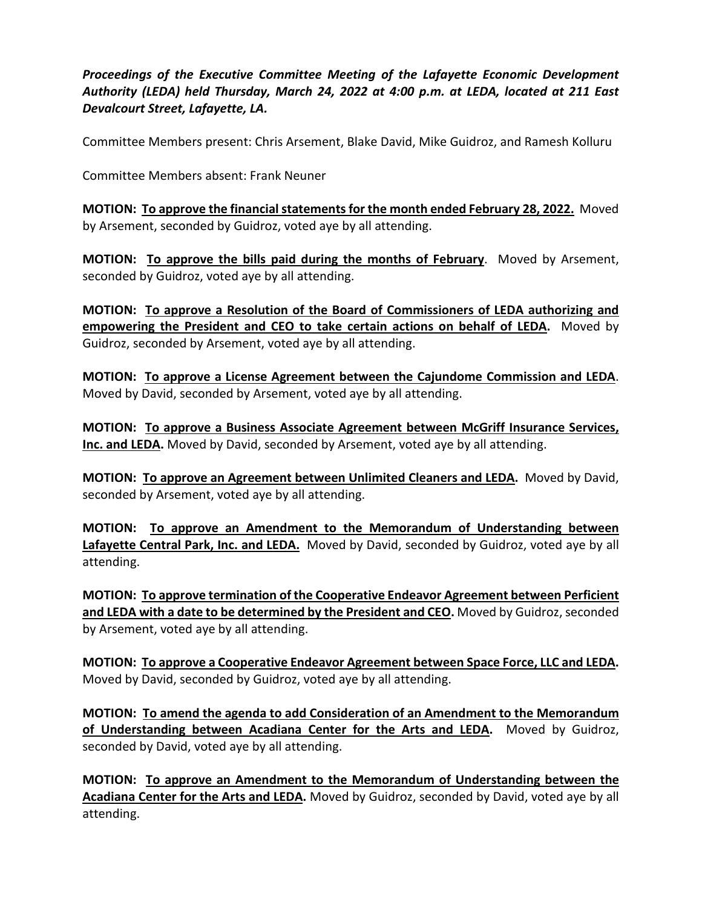***Proceedings of the Executive Committee Meeting of the Lafayette Economic Development Authority (LEDA) held Thursday, March 24, 2022 at 4:00 p.m. at LEDA, located at 211 East Devalcourt Street, Lafayette, LA.***

Committee Members present: Chris Arsement, Blake David, Mike Guidroz, and Ramesh Kolluru

Committee Members absent: Frank Neuner

**MOTION: To approve the financial statements for the month ended February 28, 2022.** Moved by Arsement, seconded by Guidroz, voted aye by all attending.

**MOTION: To approve the bills paid during the months of February**. Moved by Arsement, seconded by Guidroz, voted aye by all attending.

**MOTION: To approve a Resolution of the Board of Commissioners of LEDA authorizing and empowering the President and CEO to take certain actions on behalf of LEDA.** Moved by Guidroz, seconded by Arsement, voted aye by all attending.

**MOTION: To approve a License Agreement between the Cajundome Commission and LEDA**. Moved by David, seconded by Arsement, voted aye by all attending.

**MOTION: To approve a Business Associate Agreement between McGriff Insurance Services, Inc. and LEDA.** Moved by David, seconded by Arsement, voted aye by all attending.

**MOTION: To approve an Agreement between Unlimited Cleaners and LEDA.** Moved by David, seconded by Arsement, voted aye by all attending.

**MOTION: To approve an Amendment to the Memorandum of Understanding between Lafayette Central Park, Inc. and LEDA.** Moved by David, seconded by Guidroz, voted aye by all attending.

**MOTION: To approve termination of the Cooperative Endeavor Agreement between Perficient and LEDA with a date to be determined by the President and CEO.** Moved by Guidroz, seconded by Arsement, voted aye by all attending.

**MOTION: To approve a Cooperative Endeavor Agreement between Space Force, LLC and LEDA.** Moved by David, seconded by Guidroz, voted aye by all attending.

**MOTION: To amend the agenda to add Consideration of an Amendment to the Memorandum of Understanding between Acadiana Center for the Arts and LEDA.** Moved by Guidroz, seconded by David, voted aye by all attending.

**MOTION: To approve an Amendment to the Memorandum of Understanding between the Acadiana Center for the Arts and LEDA.** Moved by Guidroz, seconded by David, voted aye by all attending.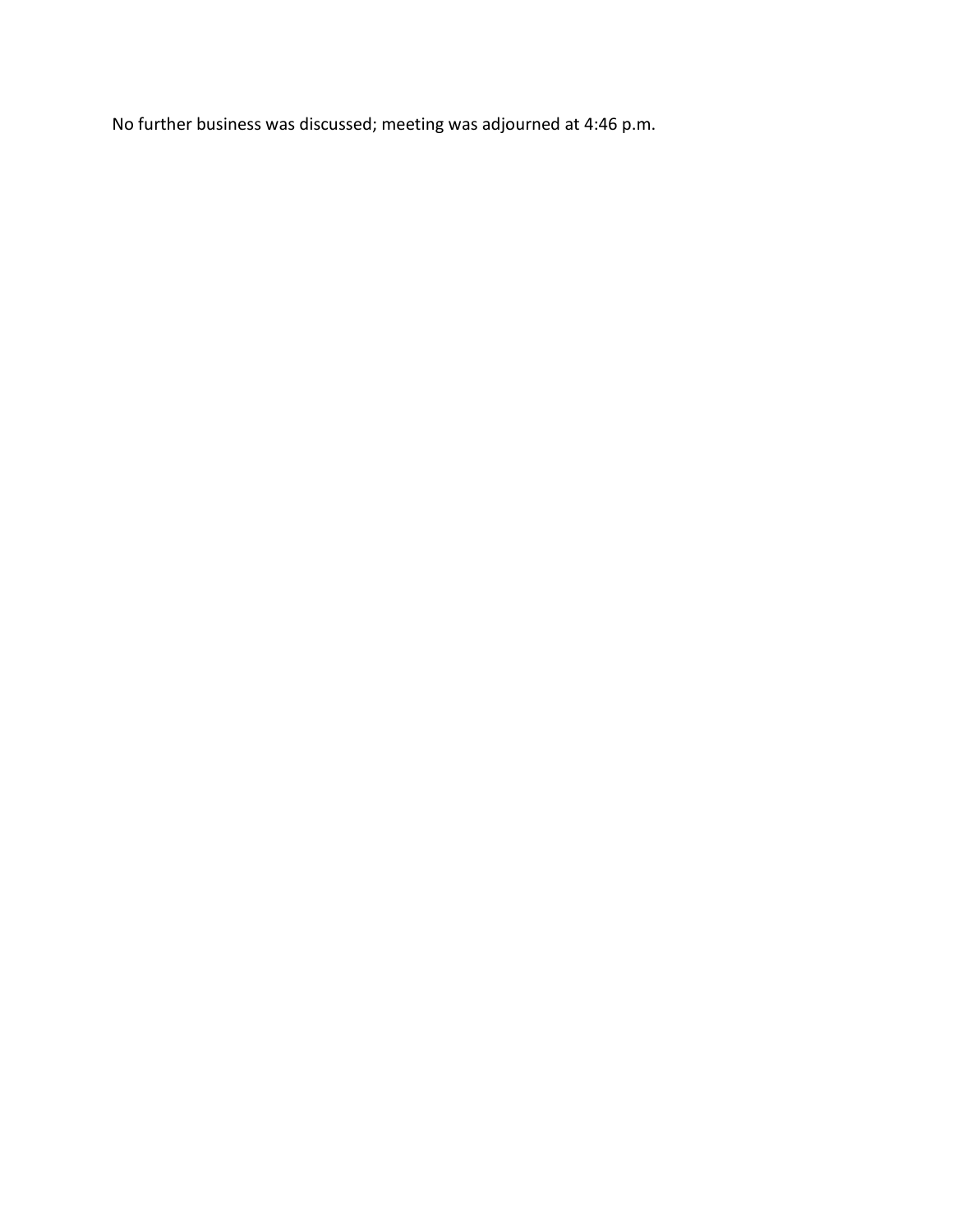No further business was discussed; meeting was adjourned at 4:46 p.m.